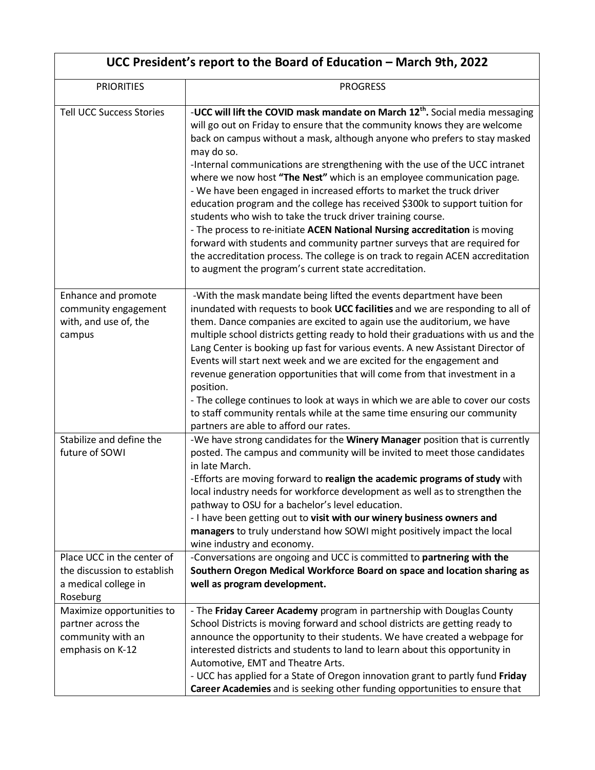| UCC President's report to the Board of Education – March 9th, 2022 | |
|---|---|
| PRIORITIES | PROGRESS |
| Tell UCC Success Stories | -**UCC will lift the COVID mask mandate on March 12th.** Social media messaging will go out on Friday to ensure that the community knows they are welcome back on campus without a mask, although anyone who prefers to stay masked may do so.<br>-Internal communications are strengthening with the use of the UCC intranet where we now host **"The Nest"** which is an employee communication page.<br>- We have been engaged in increased efforts to market the truck driver education program and the college has received $300k to support tuition for students who wish to take the truck driver training course.<br>- The process to re-initiate **ACEN National Nursing accreditation** is moving forward with students and community partner surveys that are required for the accreditation process. The college is on track to regain ACEN accreditation to augment the program's current state accreditation. |
| Enhance and promote community engagement with, and use of, the campus | -With the mask mandate being lifted the events department have been inundated with requests to book **UCC facilities** and we are responding to all of them. Dance companies are excited to again use the auditorium, we have multiple school districts getting ready to hold their graduations with us and the Lang Center is booking up fast for various events. A new Assistant Director of Events will start next week and we are excited for the engagement and revenue generation opportunities that will come from that investment in a position.<br>- The college continues to look at ways in which we are able to cover our costs to staff community rentals while at the same time ensuring our community partners are able to afford our rates. |
| Stabilize and define the future of SOWI | -We have strong candidates for the **Winery Manager** position that is currently posted. The campus and community will be invited to meet those candidates in late March.<br>-Efforts are moving forward to **realign the academic programs of study** with local industry needs for workforce development as well as to strengthen the pathway to OSU for a bachelor's level education.<br>- I have been getting out to **visit with our winery business owners and managers** to truly understand how SOWI might positively impact the local wine industry and economy. |
| Place UCC in the center of the discussion to establish a medical college in Roseburg | -Conversations are ongoing and UCC is committed to **partnering with the Southern Oregon Medical Workforce Board on space and location sharing as well as program development.** |
| Maximize opportunities to partner across the community with an emphasis on K-12 | - The **Friday Career Academy** program in partnership with Douglas County School Districts is moving forward and school districts are getting ready to announce the opportunity to their students. We have created a webpage for interested districts and students to land to learn about this opportunity in Automotive, EMT and Theatre Arts.<br>- UCC has applied for a State of Oregon innovation grant to partly fund **Friday Career Academies** and is seeking other funding opportunities to ensure that |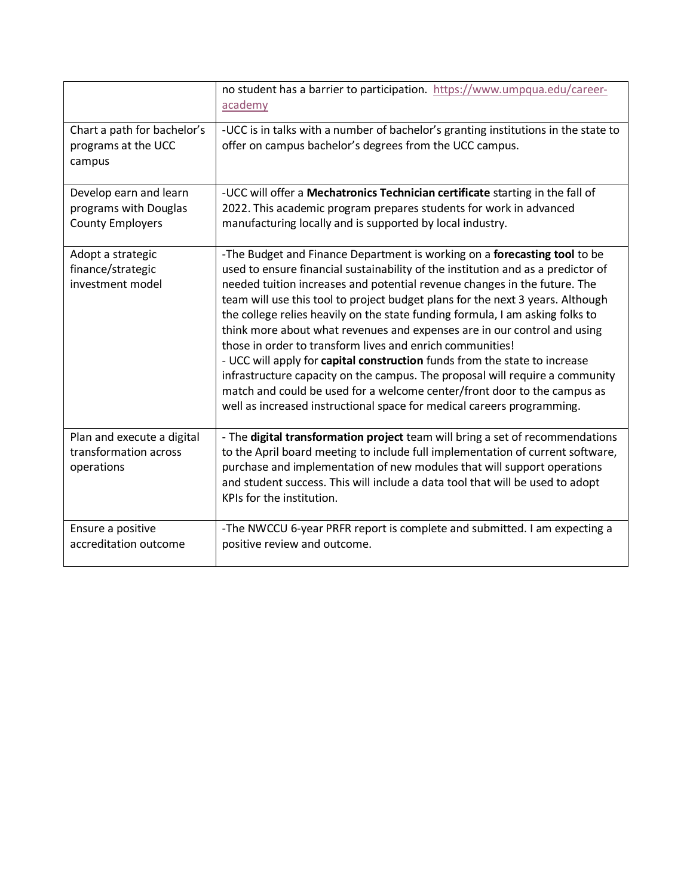| | |
|---|---|
| | no student has a barrier to participation. https://www.umpqua.edu/career-academy |
| Chart a path for bachelor's programs at the UCC campus | -UCC is in talks with a number of bachelor's granting institutions in the state to offer on campus bachelor's degrees from the UCC campus. |
| Develop earn and learn programs with Douglas County Employers | -UCC will offer a **Mechatronics Technician certificate** starting in the fall of 2022. This academic program prepares students for work in advanced manufacturing locally and is supported by local industry. |
| Adopt a strategic finance/strategic investment model | -The Budget and Finance Department is working on a **forecasting tool** to be used to ensure financial sustainability of the institution and as a predictor of needed tuition increases and potential revenue changes in the future. The team will use this tool to project budget plans for the next 3 years. Although the college relies heavily on the state funding formula, I am asking folks to think more about what revenues and expenses are in our control and using those in order to transform lives and enrich communities!<br>- UCC will apply for **capital construction** funds from the state to increase infrastructure capacity on the campus. The proposal will require a community match and could be used for a welcome center/front door to the campus as well as increased instructional space for medical careers programming. |
| Plan and execute a digital transformation across operations | - The **digital transformation project** team will bring a set of recommendations to the April board meeting to include full implementation of current software, purchase and implementation of new modules that will support operations and student success. This will include a data tool that will be used to adopt KPIs for the institution. |
| Ensure a positive accreditation outcome | -The NWCCU 6-year PRFR report is complete and submitted. I am expecting a positive review and outcome. |